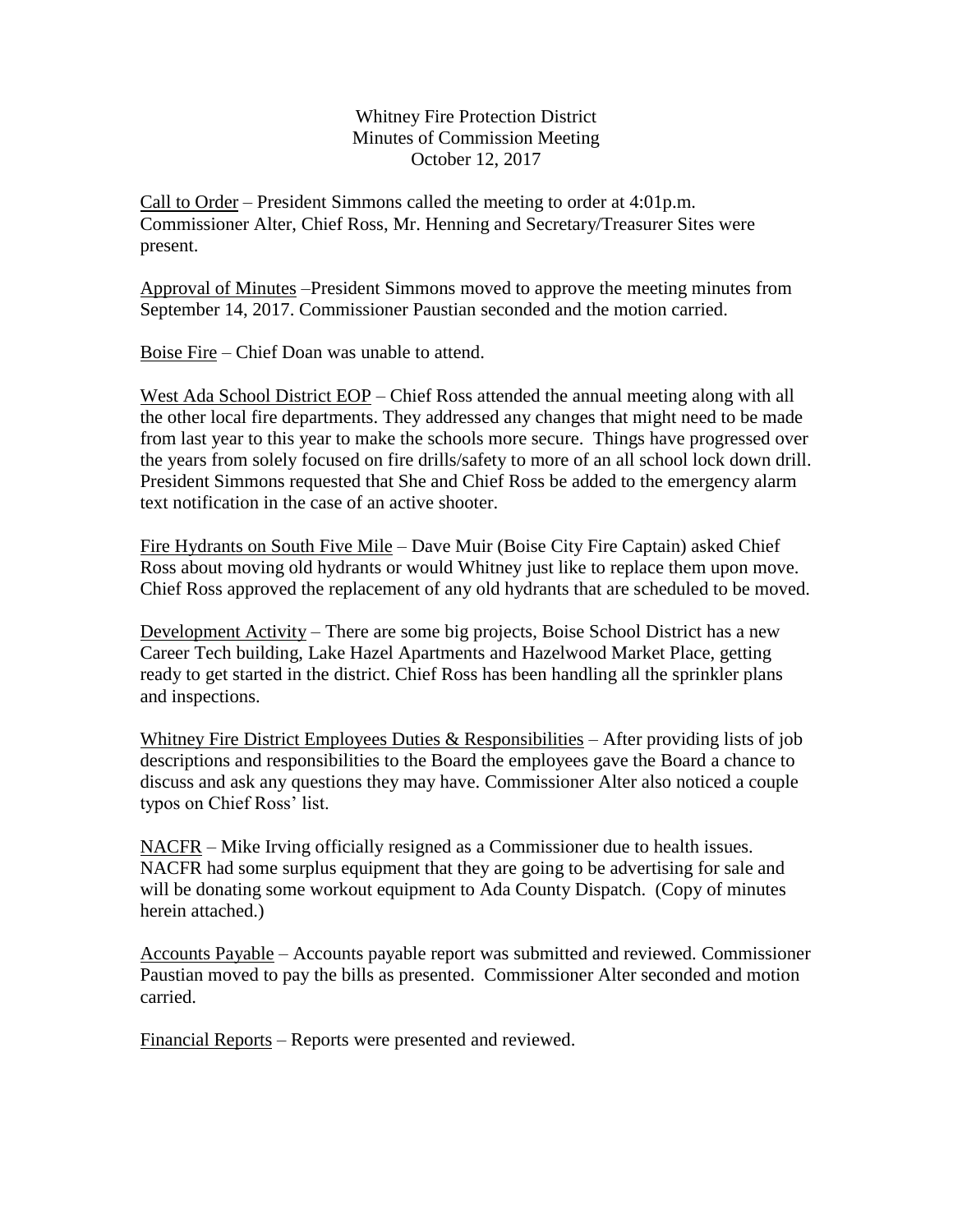Whitney Fire Protection District
Minutes of Commission Meeting
October 12, 2017

Call to Order – President Simmons called the meeting to order at 4:01p.m. Commissioner Alter, Chief Ross, Mr. Henning and Secretary/Treasurer Sites were present.

Approval of Minutes –President Simmons moved to approve the meeting minutes from September 14, 2017. Commissioner Paustian seconded and the motion carried.

Boise Fire – Chief Doan was unable to attend.

West Ada School District EOP – Chief Ross attended the annual meeting along with all the other local fire departments. They addressed any changes that might need to be made from last year to this year to make the schools more secure. Things have progressed over the years from solely focused on fire drills/safety to more of an all school lock down drill. President Simmons requested that She and Chief Ross be added to the emergency alarm text notification in the case of an active shooter.

Fire Hydrants on South Five Mile – Dave Muir (Boise City Fire Captain) asked Chief Ross about moving old hydrants or would Whitney just like to replace them upon move. Chief Ross approved the replacement of any old hydrants that are scheduled to be moved.

Development Activity – There are some big projects, Boise School District has a new Career Tech building, Lake Hazel Apartments and Hazelwood Market Place, getting ready to get started in the district. Chief Ross has been handling all the sprinkler plans and inspections.

Whitney Fire District Employees Duties & Responsibilities – After providing lists of job descriptions and responsibilities to the Board the employees gave the Board a chance to discuss and ask any questions they may have. Commissioner Alter also noticed a couple typos on Chief Ross' list.

NACFR – Mike Irving officially resigned as a Commissioner due to health issues. NACFR had some surplus equipment that they are going to be advertising for sale and will be donating some workout equipment to Ada County Dispatch. (Copy of minutes herein attached.)

Accounts Payable – Accounts payable report was submitted and reviewed. Commissioner Paustian moved to pay the bills as presented. Commissioner Alter seconded and motion carried.

Financial Reports – Reports were presented and reviewed.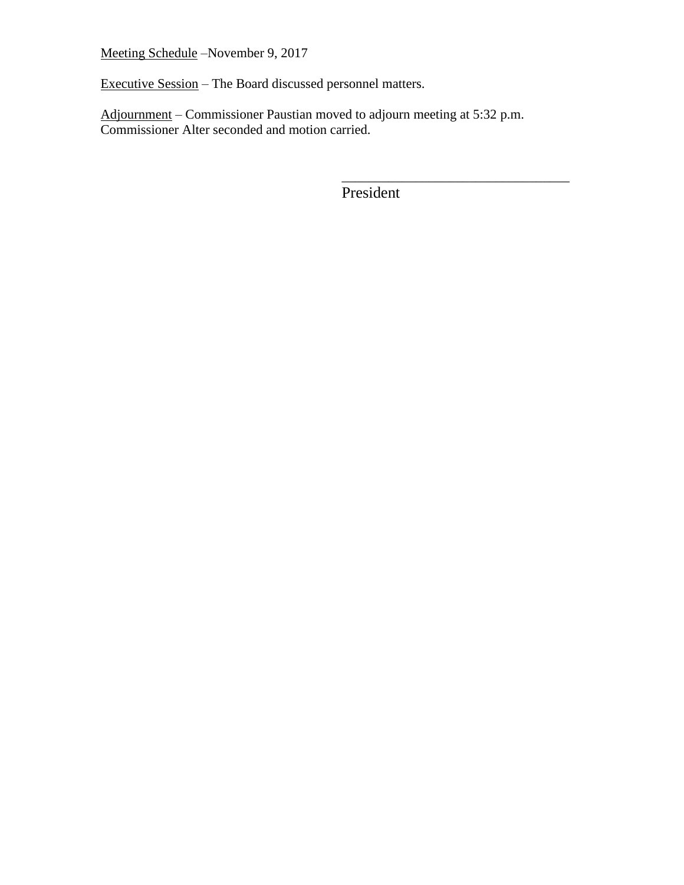Meeting Schedule –November 9, 2017

Executive Session – The Board discussed personnel matters.

Adjournment – Commissioner Paustian moved to adjourn meeting at 5:32 p.m. Commissioner Alter seconded and motion carried.

\_\_\_\_\_\_\_\_\_\_\_\_\_\_\_\_\_\_\_\_\_\_\_\_\_\_\_\_\_\_\_\_\_\_

President